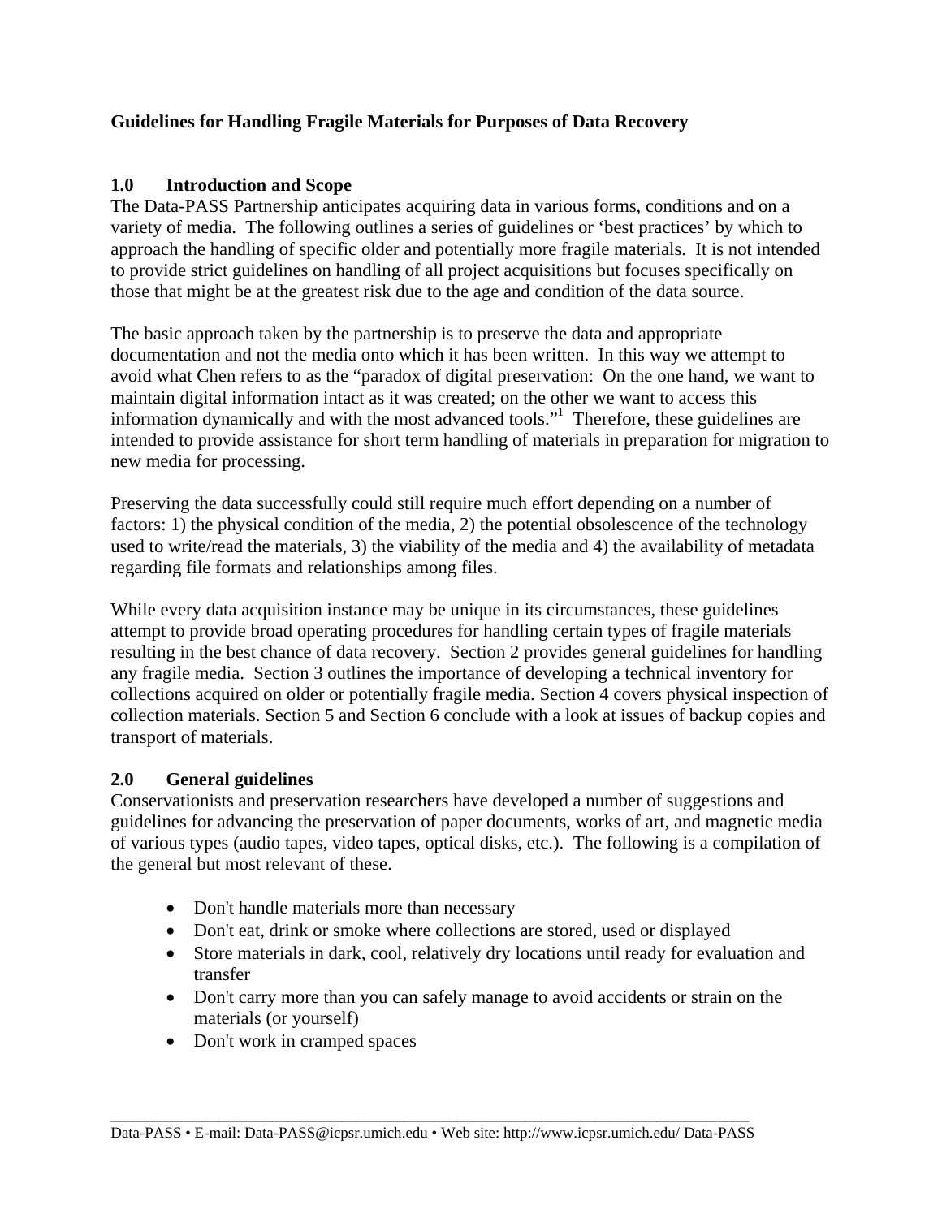# Guidelines for Handling Fragile Materials for Purposes of Data Recovery

## 1.0 Introduction and Scope

The Data-PASS Partnership anticipates acquiring data in various forms, conditions and on a variety of media. The following outlines a series of guidelines or 'best practices' by which to approach the handling of specific older and potentially more fragile materials. It is not intended to provide strict guidelines on handling of all project acquisitions but focuses specifically on those that might be at the greatest risk due to the age and condition of the data source.

The basic approach taken by the partnership is to preserve the data and appropriate documentation and not the media onto which it has been written. In this way we attempt to avoid what Chen refers to as the "paradox of digital preservation: On the one hand, we want to maintain digital information intact as it was created; on the other we want to access this information dynamically and with the most advanced tools."[1] Therefore, these guidelines are intended to provide assistance for short term handling of materials in preparation for migration to new media for processing.

Preserving the data successfully could still require much effort depending on a number of factors: 1) the physical condition of the media, 2) the potential obsolescence of the technology used to write/read the materials, 3) the viability of the media and 4) the availability of metadata regarding file formats and relationships among files.

While every data acquisition instance may be unique in its circumstances, these guidelines attempt to provide broad operating procedures for handling certain types of fragile materials resulting in the best chance of data recovery. Section 2 provides general guidelines for handling any fragile media. Section 3 outlines the importance of developing a technical inventory for collections acquired on older or potentially fragile media. Section 4 covers physical inspection of collection materials. Section 5 and Section 6 conclude with a look at issues of backup copies and transport of materials.

## 2.0 General guidelines

Conservationists and preservation researchers have developed a number of suggestions and guidelines for advancing the preservation of paper documents, works of art, and magnetic media of various types (audio tapes, video tapes, optical disks, etc.). The following is a compilation of the general but most relevant of these.

- Don't handle materials more than necessary
- Don't eat, drink or smoke where collections are stored, used or displayed
- Store materials in dark, cool, relatively dry locations until ready for evaluation and transfer
- Don't carry more than you can safely manage to avoid accidents or strain on the materials (or yourself)
- Don't work in cramped spaces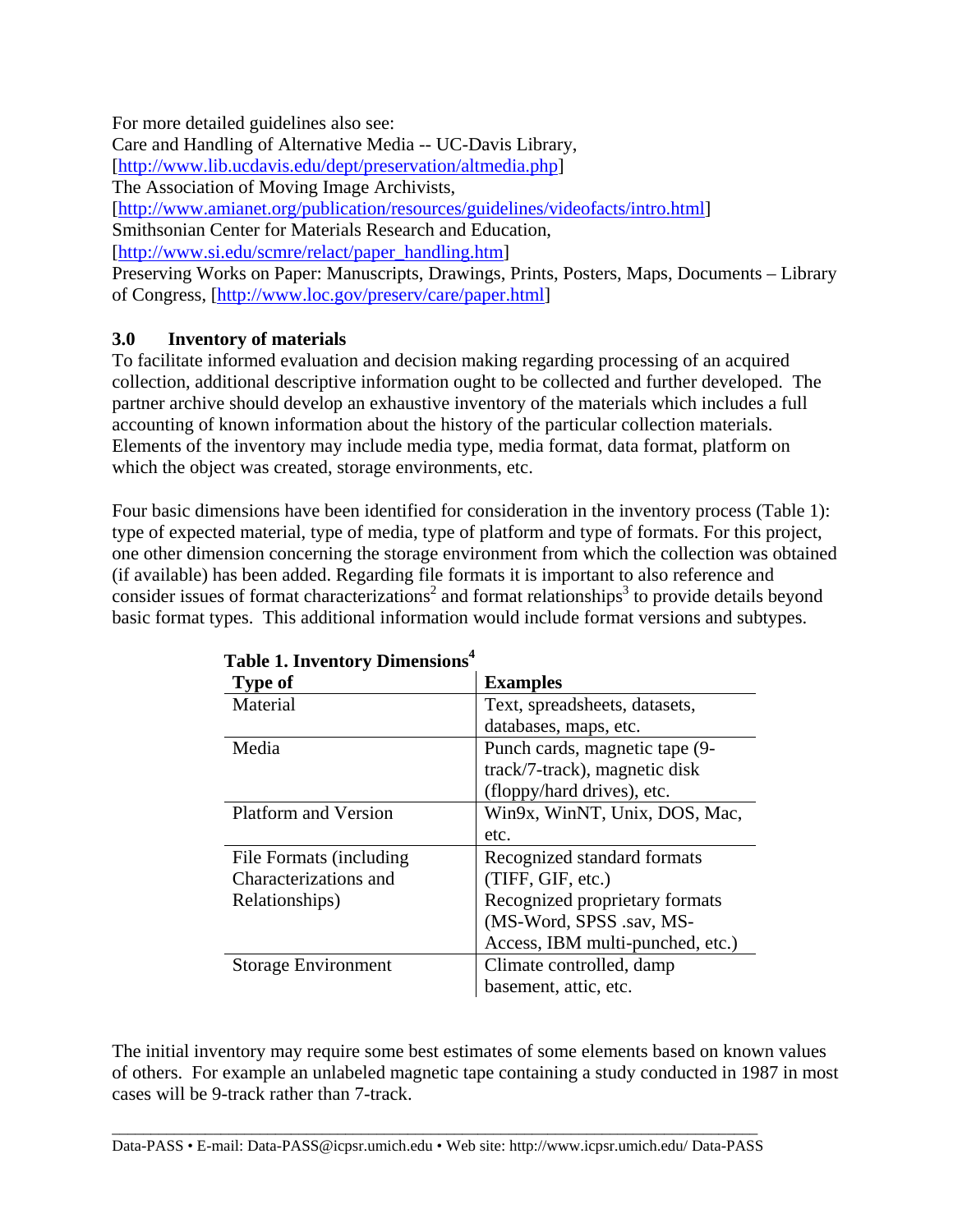For more detailed guidelines also see:
Care and Handling of Alternative Media -- UC-Davis Library, [http://www.lib.ucdavis.edu/dept/preservation/altmedia.php]
The Association of Moving Image Archivists, [http://www.amianet.org/publication/resources/guidelines/videofacts/intro.html]
Smithsonian Center for Materials Research and Education, [http://www.si.edu/scmre/relact/paper_handling.htm]
Preserving Works on Paper: Manuscripts, Drawings, Prints, Posters, Maps, Documents – Library of Congress, [http://www.loc.gov/preserv/care/paper.html]

## 3.0 Inventory of materials

To facilitate informed evaluation and decision making regarding processing of an acquired collection, additional descriptive information ought to be collected and further developed. The partner archive should develop an exhaustive inventory of the materials which includes a full accounting of known information about the history of the particular collection materials. Elements of the inventory may include media type, media format, data format, platform on which the object was created, storage environments, etc.

Four basic dimensions have been identified for consideration in the inventory process (Table 1): type of expected material, type of media, type of platform and type of formats. For this project, one other dimension concerning the storage environment from which the collection was obtained (if available) has been added. Regarding file formats it is important to also reference and consider issues of format characterizations[2] and format relationships[3] to provide details beyond basic format types. This additional information would include format versions and subtypes.

**Table 1. Inventory Dimensions[4]**

| Type of | Examples |
|---|---|
| Material | Text, spreadsheets, datasets, databases, maps, etc. |
| Media | Punch cards, magnetic tape (9-track/7-track), magnetic disk (floppy/hard drives), etc. |
| Platform and Version | Win9x, WinNT, Unix, DOS, Mac, etc. |
| File Formats (including Characterizations and Relationships) | Recognized standard formats (TIFF, GIF, etc.) Recognized proprietary formats (MS-Word, SPSS .sav, MS-Access, IBM multi-punched, etc.) |
| Storage Environment | Climate controlled, damp basement, attic, etc. |

The initial inventory may require some best estimates of some elements based on known values of others. For example an unlabeled magnetic tape containing a study conducted in 1987 in most cases will be 9-track rather than 7-track.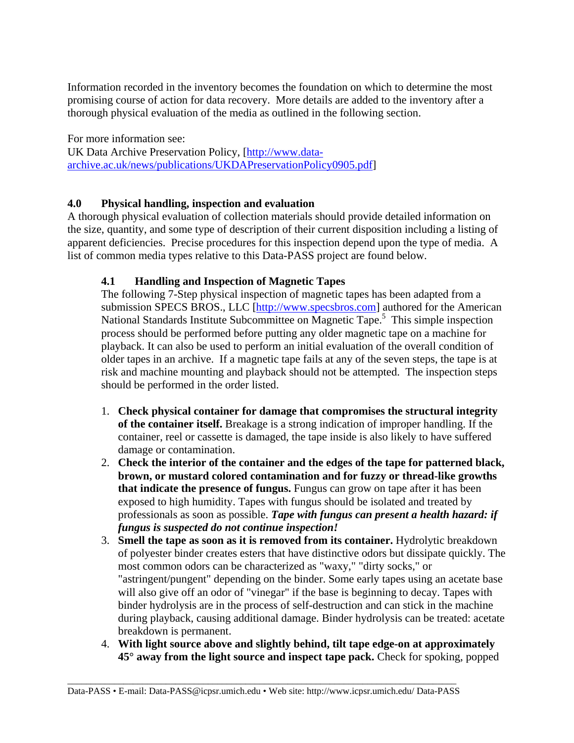Information recorded in the inventory becomes the foundation on which to determine the most promising course of action for data recovery. More details are added to the inventory after a thorough physical evaluation of the media as outlined in the following section.

For more information see:
UK Data Archive Preservation Policy, [http://www.data-archive.ac.uk/news/publications/UKDAPreservationPolicy0905.pdf]

## 4.0 Physical handling, inspection and evaluation

A thorough physical evaluation of collection materials should provide detailed information on the size, quantity, and some type of description of their current disposition including a listing of apparent deficiencies. Precise procedures for this inspection depend upon the type of media. A list of common media types relative to this Data-PASS project are found below.

### 4.1 Handling and Inspection of Magnetic Tapes

The following 7-Step physical inspection of magnetic tapes has been adapted from a submission SPECS BROS., LLC [http://www.specsbros.com] authored for the American National Standards Institute Subcommittee on Magnetic Tape.[5] This simple inspection process should be performed before putting any older magnetic tape on a machine for playback. It can also be used to perform an initial evaluation of the overall condition of older tapes in an archive. If a magnetic tape fails at any of the seven steps, the tape is at risk and machine mounting and playback should not be attempted. The inspection steps should be performed in the order listed.

1. **Check physical container for damage that compromises the structural integrity of the container itself.** Breakage is a strong indication of improper handling. If the container, reel or cassette is damaged, the tape inside is also likely to have suffered damage or contamination.
2. **Check the interior of the container and the edges of the tape for patterned black, brown, or mustard colored contamination and for fuzzy or thread-like growths that indicate the presence of fungus.** Fungus can grow on tape after it has been exposed to high humidity. Tapes with fungus should be isolated and treated by professionals as soon as possible. ***Tape with fungus can present a health hazard: if fungus is suspected do not continue inspection!***
3. **Smell the tape as soon as it is removed from its container.** Hydrolytic breakdown of polyester binder creates esters that have distinctive odors but dissipate quickly. The most common odors can be characterized as "waxy," "dirty socks," or "astringent/pungent" depending on the binder. Some early tapes using an acetate base will also give off an odor of "vinegar" if the base is beginning to decay. Tapes with binder hydrolysis are in the process of self-destruction and can stick in the machine during playback, causing additional damage. Binder hydrolysis can be treated: acetate breakdown is permanent.
4. **With light source above and slightly behind, tilt tape edge-on at approximately 45° away from the light source and inspect tape pack.** Check for spoking, popped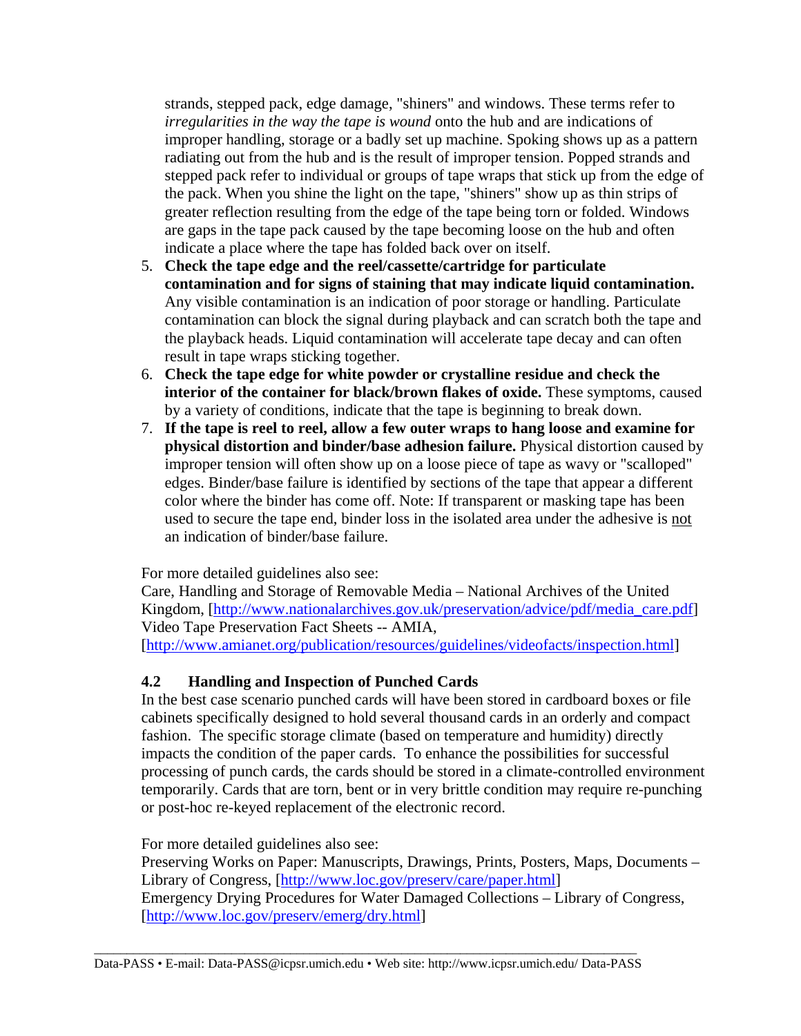strands, stepped pack, edge damage, "shiners" and windows. These terms refer to *irregularities in the way the tape is wound* onto the hub and are indications of improper handling, storage or a badly set up machine. Spoking shows up as a pattern radiating out from the hub and is the result of improper tension. Popped strands and stepped pack refer to individual or groups of tape wraps that stick up from the edge of the pack. When you shine the light on the tape, "shiners" show up as thin strips of greater reflection resulting from the edge of the tape being torn or folded. Windows are gaps in the tape pack caused by the tape becoming loose on the hub and often indicate a place where the tape has folded back over on itself.

5. **Check the tape edge and the reel/cassette/cartridge for particulate contamination and for signs of staining that may indicate liquid contamination.** Any visible contamination is an indication of poor storage or handling. Particulate contamination can block the signal during playback and can scratch both the tape and the playback heads. Liquid contamination will accelerate tape decay and can often result in tape wraps sticking together.
6. **Check the tape edge for white powder or crystalline residue and check the interior of the container for black/brown flakes of oxide.** These symptoms, caused by a variety of conditions, indicate that the tape is beginning to break down.
7. **If the tape is reel to reel, allow a few outer wraps to hang loose and examine for physical distortion and binder/base adhesion failure.** Physical distortion caused by improper tension will often show up on a loose piece of tape as wavy or "scalloped" edges. Binder/base failure is identified by sections of the tape that appear a different color where the binder has come off. Note: If transparent or masking tape has been used to secure the tape end, binder loss in the isolated area under the adhesive is <u>not</u> an indication of binder/base failure.

For more detailed guidelines also see:
Care, Handling and Storage of Removable Media – National Archives of the United Kingdom, [http://www.nationalarchives.gov.uk/preservation/advice/pdf/media_care.pdf]
Video Tape Preservation Fact Sheets -- AMIA, [http://www.amianet.org/publication/resources/guidelines/videofacts/inspection.html]

### 4.2 Handling and Inspection of Punched Cards

In the best case scenario punched cards will have been stored in cardboard boxes or file cabinets specifically designed to hold several thousand cards in an orderly and compact fashion. The specific storage climate (based on temperature and humidity) directly impacts the condition of the paper cards. To enhance the possibilities for successful processing of punch cards, the cards should be stored in a climate-controlled environment temporarily. Cards that are torn, bent or in very brittle condition may require re-punching or post-hoc re-keyed replacement of the electronic record.

For more detailed guidelines also see:
Preserving Works on Paper: Manuscripts, Drawings, Prints, Posters, Maps, Documents – Library of Congress, [http://www.loc.gov/preserv/care/paper.html]
Emergency Drying Procedures for Water Damaged Collections – Library of Congress, [http://www.loc.gov/preserv/emerg/dry.html]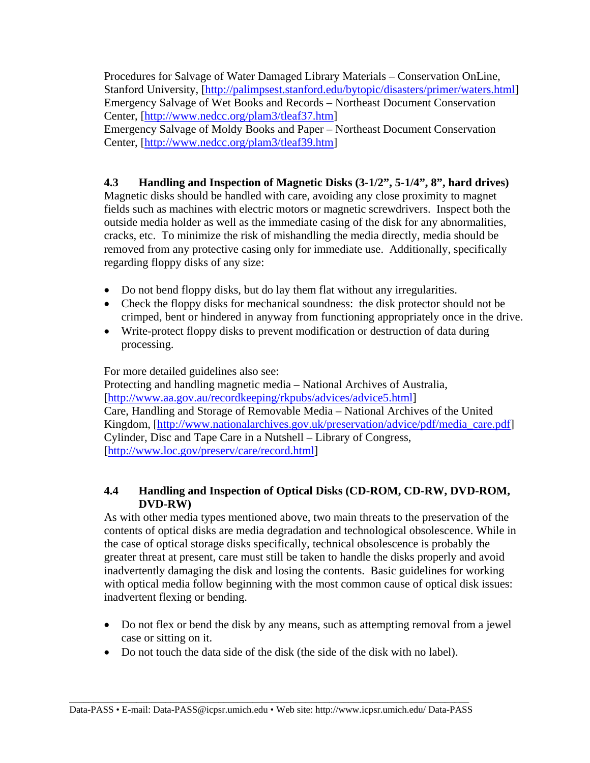Procedures for Salvage of Water Damaged Library Materials – Conservation OnLine, Stanford University, [http://palimpsest.stanford.edu/bytopic/disasters/primer/waters.html]
Emergency Salvage of Wet Books and Records – Northeast Document Conservation Center, [http://www.nedcc.org/plam3/tleaf37.htm]
Emergency Salvage of Moldy Books and Paper – Northeast Document Conservation Center, [http://www.nedcc.org/plam3/tleaf39.htm]

### 4.3 Handling and Inspection of Magnetic Disks (3-1/2", 5-1/4", 8", hard drives)

Magnetic disks should be handled with care, avoiding any close proximity to magnet fields such as machines with electric motors or magnetic screwdrivers. Inspect both the outside media holder as well as the immediate casing of the disk for any abnormalities, cracks, etc. To minimize the risk of mishandling the media directly, media should be removed from any protective casing only for immediate use. Additionally, specifically regarding floppy disks of any size:

- Do not bend floppy disks, but do lay them flat without any irregularities.
- Check the floppy disks for mechanical soundness: the disk protector should not be crimped, bent or hindered in anyway from functioning appropriately once in the drive.
- Write-protect floppy disks to prevent modification or destruction of data during processing.

For more detailed guidelines also see:
Protecting and handling magnetic media – National Archives of Australia, [http://www.aa.gov.au/recordkeeping/rkpubs/advices/advice5.html]
Care, Handling and Storage of Removable Media – National Archives of the United Kingdom, [http://www.nationalarchives.gov.uk/preservation/advice/pdf/media_care.pdf]
Cylinder, Disc and Tape Care in a Nutshell – Library of Congress, [http://www.loc.gov/preserv/care/record.html]

### 4.4 Handling and Inspection of Optical Disks (CD-ROM, CD-RW, DVD-ROM, DVD-RW)

As with other media types mentioned above, two main threats to the preservation of the contents of optical disks are media degradation and technological obsolescence. While in the case of optical storage disks specifically, technical obsolescence is probably the greater threat at present, care must still be taken to handle the disks properly and avoid inadvertently damaging the disk and losing the contents. Basic guidelines for working with optical media follow beginning with the most common cause of optical disk issues: inadvertent flexing or bending.

- Do not flex or bend the disk by any means, such as attempting removal from a jewel case or sitting on it.
- Do not touch the data side of the disk (the side of the disk with no label).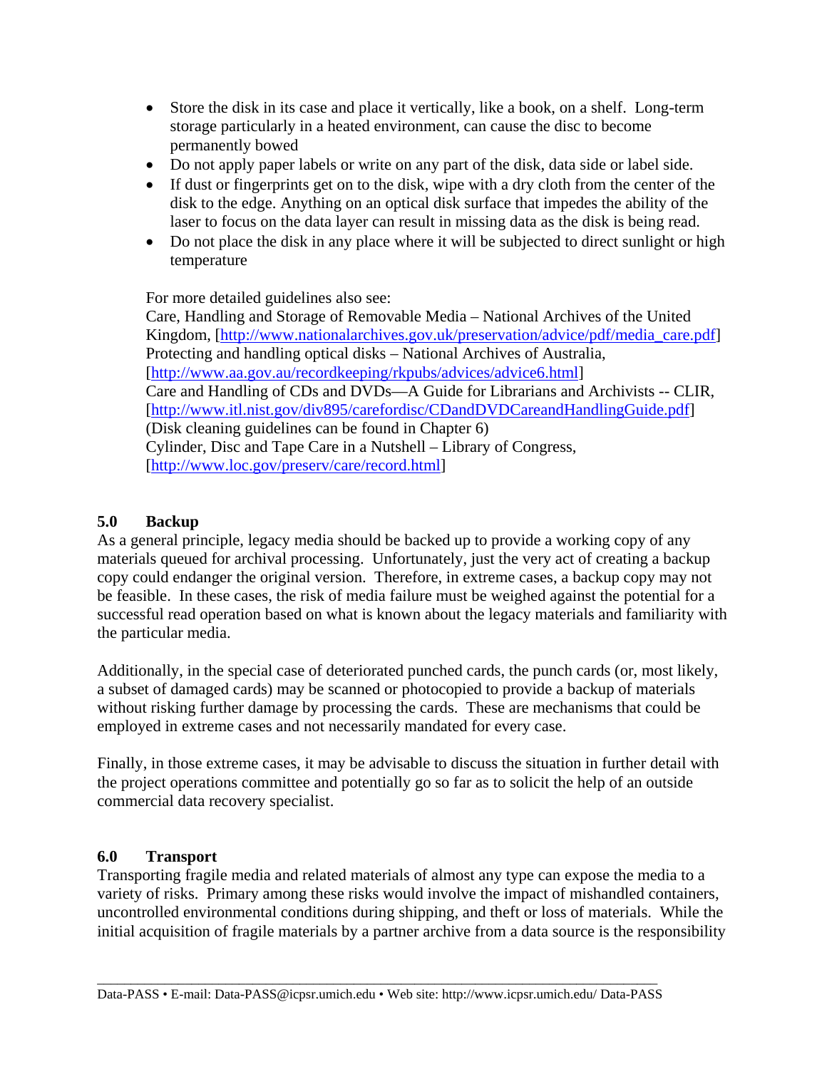- Store the disk in its case and place it vertically, like a book, on a shelf. Long-term storage particularly in a heated environment, can cause the disc to become permanently bowed
- Do not apply paper labels or write on any part of the disk, data side or label side.
- If dust or fingerprints get on to the disk, wipe with a dry cloth from the center of the disk to the edge. Anything on an optical disk surface that impedes the ability of the laser to focus on the data layer can result in missing data as the disk is being read.
- Do not place the disk in any place where it will be subjected to direct sunlight or high temperature

For more detailed guidelines also see:
Care, Handling and Storage of Removable Media – National Archives of the United Kingdom, [http://www.nationalarchives.gov.uk/preservation/advice/pdf/media_care.pdf]
Protecting and handling optical disks – National Archives of Australia, [http://www.aa.gov.au/recordkeeping/rkpubs/advices/advice6.html]
Care and Handling of CDs and DVDs—A Guide for Librarians and Archivists -- CLIR, [http://www.itl.nist.gov/div895/carefordisc/CDandDVDCareandHandlingGuide.pdf]
(Disk cleaning guidelines can be found in Chapter 6)
Cylinder, Disc and Tape Care in a Nutshell – Library of Congress, [http://www.loc.gov/preserv/care/record.html]

### 5.0 Backup

As a general principle, legacy media should be backed up to provide a working copy of any materials queued for archival processing. Unfortunately, just the very act of creating a backup copy could endanger the original version. Therefore, in extreme cases, a backup copy may not be feasible. In these cases, the risk of media failure must be weighed against the potential for a successful read operation based on what is known about the legacy materials and familiarity with the particular media.

Additionally, in the special case of deteriorated punched cards, the punch cards (or, most likely, a subset of damaged cards) may be scanned or photocopied to provide a backup of materials without risking further damage by processing the cards. These are mechanisms that could be employed in extreme cases and not necessarily mandated for every case.

Finally, in those extreme cases, it may be advisable to discuss the situation in further detail with the project operations committee and potentially go so far as to solicit the help of an outside commercial data recovery specialist.

### 6.0 Transport

Transporting fragile media and related materials of almost any type can expose the media to a variety of risks. Primary among these risks would involve the impact of mishandled containers, uncontrolled environmental conditions during shipping, and theft or loss of materials. While the initial acquisition of fragile materials by a partner archive from a data source is the responsibility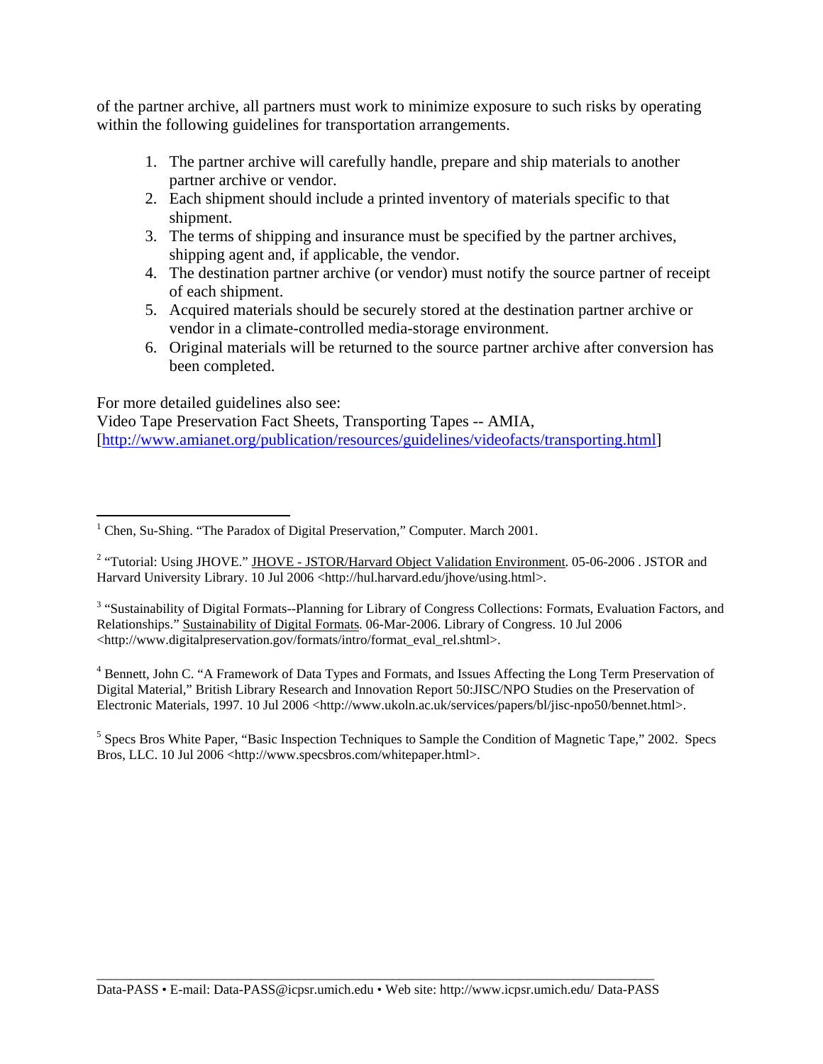of the partner archive, all partners must work to minimize exposure to such risks by operating within the following guidelines for transportation arrangements.

1. The partner archive will carefully handle, prepare and ship materials to another partner archive or vendor.
2. Each shipment should include a printed inventory of materials specific to that shipment.
3. The terms of shipping and insurance must be specified by the partner archives, shipping agent and, if applicable, the vendor.
4. The destination partner archive (or vendor) must notify the source partner of receipt of each shipment.
5. Acquired materials should be securely stored at the destination partner archive or vendor in a climate-controlled media-storage environment.
6. Original materials will be returned to the source partner archive after conversion has been completed.

For more detailed guidelines also see:
Video Tape Preservation Fact Sheets, Transporting Tapes -- AMIA, [http://www.amianet.org/publication/resources/guidelines/videofacts/transporting.html]

---

[1] Chen, Su-Shing. "The Paradox of Digital Preservation," Computer. March 2001.

[2] "Tutorial: Using JHOVE." JHOVE - JSTOR/Harvard Object Validation Environment. 05-06-2006 . JSTOR and Harvard University Library. 10 Jul 2006 <http://hul.harvard.edu/jhove/using.html>.

[3] "Sustainability of Digital Formats--Planning for Library of Congress Collections: Formats, Evaluation Factors, and Relationships." Sustainability of Digital Formats. 06-Mar-2006. Library of Congress. 10 Jul 2006 <http://www.digitalpreservation.gov/formats/intro/format_eval_rel.shtml>.

[4] Bennett, John C. "A Framework of Data Types and Formats, and Issues Affecting the Long Term Preservation of Digital Material," British Library Research and Innovation Report 50:JISC/NPO Studies on the Preservation of Electronic Materials, 1997. 10 Jul 2006 <http://www.ukoln.ac.uk/services/papers/bl/jisc-npo50/bennet.html>.

[5] Specs Bros White Paper, "Basic Inspection Techniques to Sample the Condition of Magnetic Tape," 2002. Specs Bros, LLC. 10 Jul 2006 <http://www.specsbros.com/whitepaper.html>.